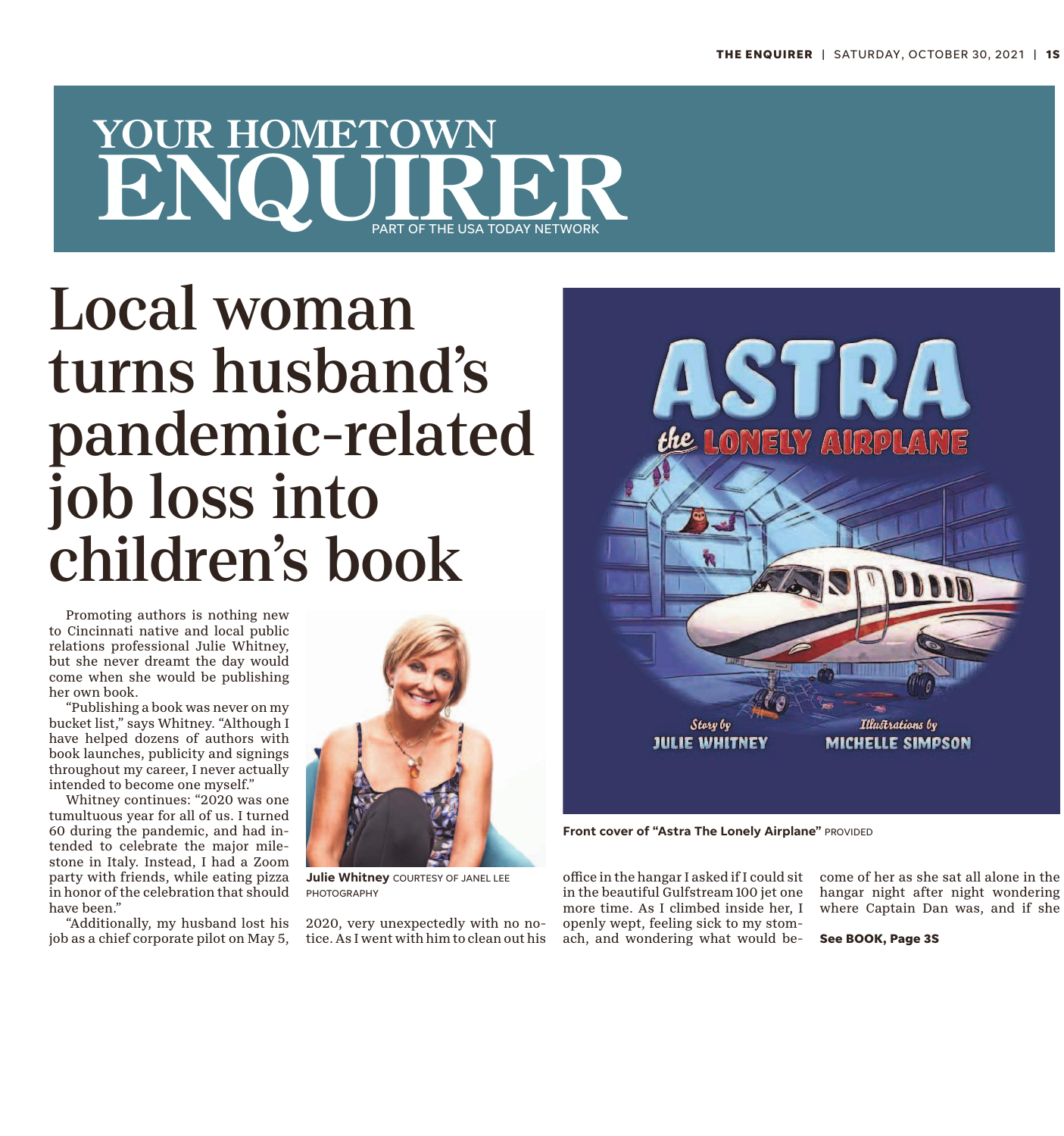# YOUR HOMETOWN ENQUIRER

PART OF THE USA TODAY NETWORK

# Local woman turns husband's pandemic-related job loss into children's book

Promoting authors is nothing new to Cincinnati native and local public relations professional Julie Whitney, but she never dreamt the day would come when she would be publishing her own book.

"Publishing a book was never on my bucket list," says Whitney. "Although I have helped dozens of authors with book launches, publicity and signings throughout my career, I never actually intended to become one myself."

Whitney continues: "2020 was one tumultuous year for all of us. I turned 60 during the pandemic, and had intended to celebrate the major milestone in Italy. Instead, I had a Zoom party with friends, while eating pizza in honor of the celebration that should have been."

"Additionally, my husband lost his job as a chief corporate pilot on May 5, 2020, very unexpectedly with no notice. As I went with him to clean out his office in the hangar I asked if I could sit in the beautiful Gulfstream 100 jet one more time. As I climbed inside her, I openly wept, feeling sick to my stomach, and wondering what would become of her as she sat all alone in the hangar night after night wondering where Captain Dan was, and if she

**See BOOK, Page 3S**

**Julie Whitney** COURTESY OF JANEL LEE PHOTOGRAPHY

**Front cover of "Astra The Lonely Airplane"** PROVIDED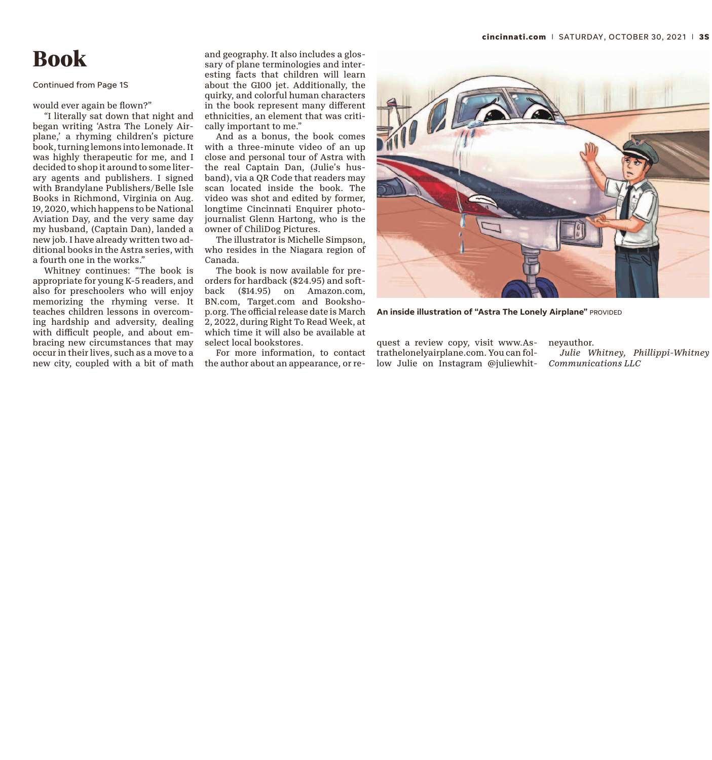# Book

Continued from Page 1S

would ever again be flown?"

"I literally sat down that night and began writing 'Astra The Lonely Airplane,' a rhyming children's picture book, turning lemons into lemonade. It was highly therapeutic for me, and I decided to shop it around to some literary agents and publishers. I signed with Brandylane Publishers/Belle Isle Books in Richmond, Virginia on Aug. 19, 2020, which happens to be National Aviation Day, and the very same day my husband, (Captain Dan), landed a new job. I have already written two additional books in the Astra series, with a fourth one in the works."

Whitney continues: "The book is appropriate for young K-5 readers, and also for preschoolers who will enjoy memorizing the rhyming verse. It teaches children lessons in overcoming hardship and adversity, dealing with difficult people, and about embracing new circumstances that may occur in their lives, such as a move to a new city, coupled with a bit of math and geography. It also includes a glossary of plane terminologies and interesting facts that children will learn about the G100 jet. Additionally, the quirky, and colorful human characters in the book represent many different ethnicities, an element that was critically important to me."

And as a bonus, the book comes with a three-minute video of an up close and personal tour of Astra with the real Captain Dan, (Julie's husband), via a QR Code that readers may scan located inside the book. The video was shot and edited by former, longtime Cincinnati Enquirer photojournalist Glenn Hartong, who is the owner of ChiliDog Pictures.

The illustrator is Michelle Simpson, who resides in the Niagara region of Canada.

The book is now available for preorders for hardback ($24.95) and softback ($14.95) on Amazon.com, BN.com, Target.com and Bookshop.org. The official release date is March 2, 2022, during Right To Read Week, at which time it will also be available at select local bookstores.

For more information, to contact the author about an appearance, or request a review copy, visit www.Astrathelonelyairplane.com. You can follow Julie on Instagram @juliewhitneyauthor.

*Julie Whitney, Phillippi-Whitney Communications LLC*

**An inside illustration of "Astra The Lonely Airplane"** PROVIDED